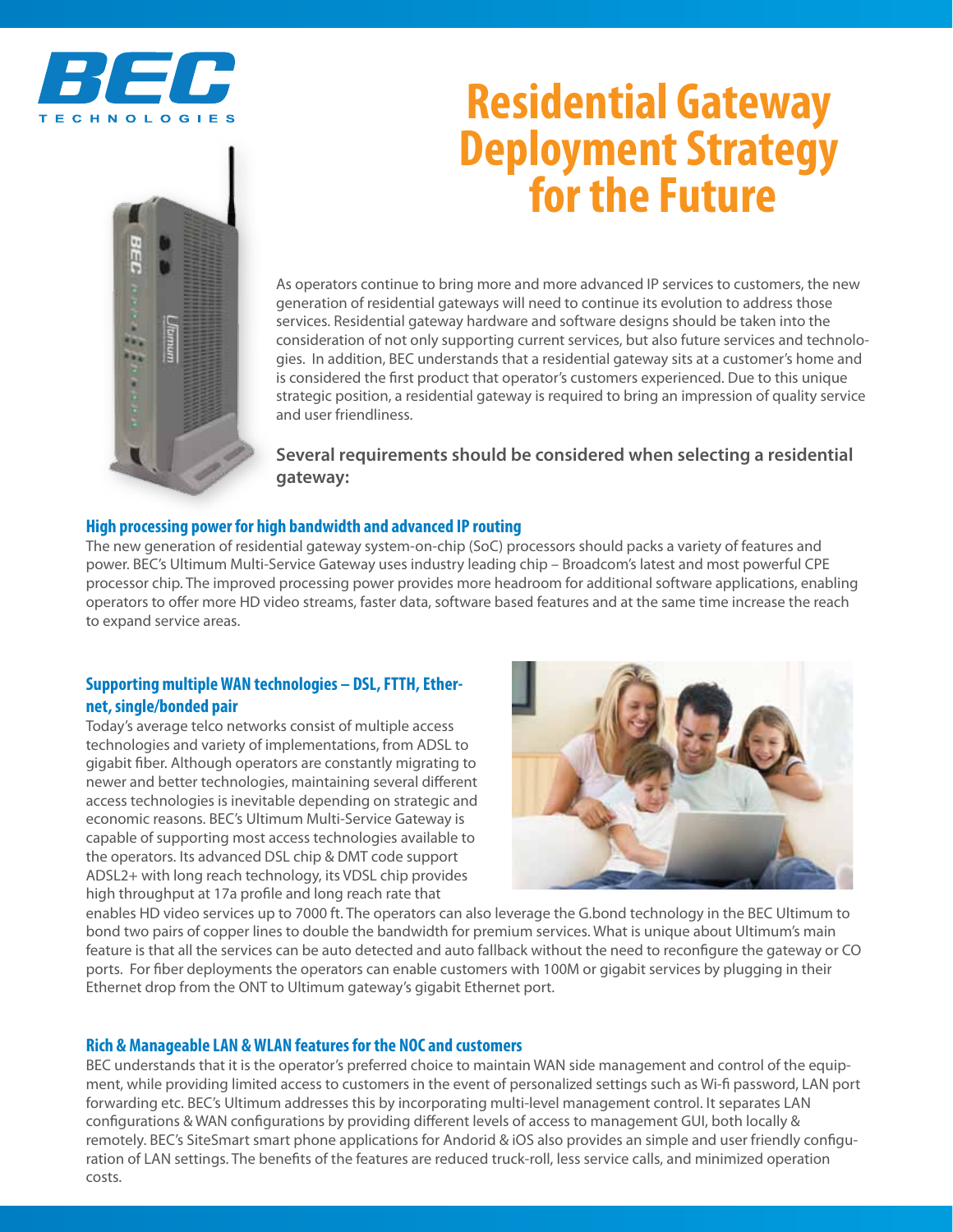BEC TECHNOLOGIES

# Residential Gateway Deployment Strategy for the Future

As operators continue to bring more and more advanced IP services to customers, the new generation of residential gateways will need to continue its evolution to address those services. Residential gateway hardware and software designs should be taken into the consideration of not only supporting current services, but also future services and technologies. In addition, BEC understands that a residential gateway sits at a customer's home and is considered the first product that operator's customers experienced. Due to this unique strategic position, a residential gateway is required to bring an impression of quality service and user friendliness.

**Several requirements should be considered when selecting a residential gateway:**

### High processing power for high bandwidth and advanced IP routing

The new generation of residential gateway system-on-chip (SoC) processors should packs a variety of features and power. BEC's Ultimum Multi-Service Gateway uses industry leading chip – Broadcom's latest and most powerful CPE processor chip. The improved processing power provides more headroom for additional software applications, enabling operators to offer more HD video streams, faster data, software based features and at the same time increase the reach to expand service areas.

### Supporting multiple WAN technologies – DSL, FTTH, Ethernet, single/bonded pair

Today's average telco networks consist of multiple access technologies and variety of implementations, from ADSL to gigabit fiber. Although operators are constantly migrating to newer and better technologies, maintaining several different access technologies is inevitable depending on strategic and economic reasons. BEC's Ultimum Multi-Service Gateway is capable of supporting most access technologies available to the operators. Its advanced DSL chip & DMT code support ADSL2+ with long reach technology, its VDSL chip provides high throughput at 17a profile and long reach rate that enables HD video services up to 7000 ft. The operators can also leverage the G.bond technology in the BEC Ultimum to bond two pairs of copper lines to double the bandwidth for premium services. What is unique about Ultimum's main feature is that all the services can be auto detected and auto fallback without the need to reconfigure the gateway or CO ports. For fiber deployments the operators can enable customers with 100M or gigabit services by plugging in their Ethernet drop from the ONT to Ultimum gateway's gigabit Ethernet port.

### Rich & Manageable LAN & WLAN features for the NOC and customers

BEC understands that it is the operator's preferred choice to maintain WAN side management and control of the equipment, while providing limited access to customers in the event of personalized settings such as Wi-fi password, LAN port forwarding etc. BEC's Ultimum addresses this by incorporating multi-level management control. It separates LAN configurations & WAN configurations by providing different levels of access to management GUI, both locally & remotely. BEC's SiteSmart smart phone applications for Andorid & iOS also provides an simple and user friendly configuration of LAN settings. The benefits of the features are reduced truck-roll, less service calls, and minimized operation costs.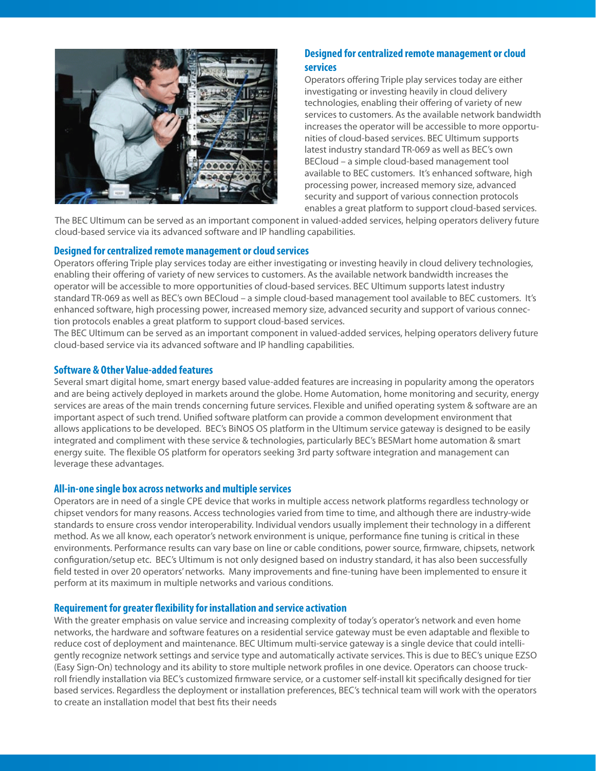## Designed for centralized remote management or cloud services

Operators offering Triple play services today are either investigating or investing heavily in cloud delivery technologies, enabling their offering of variety of new services to customers. As the available network bandwidth increases the operator will be accessible to more opportunities of cloud-based services. BEC Ultimum supports latest industry standard TR-069 as well as BEC's own BECloud – a simple cloud-based management tool available to BEC customers. It's enhanced software, high processing power, increased memory size, advanced security and support of various connection protocols enables a great platform to support cloud-based services.

The BEC Ultimum can be served as an important component in valued-added services, helping operators delivery future cloud-based service via its advanced software and IP handling capabilities.

## Designed for centralized remote management or cloud services

Operators offering Triple play services today are either investigating or investing heavily in cloud delivery technologies, enabling their offering of variety of new services to customers. As the available network bandwidth increases the operator will be accessible to more opportunities of cloud-based services. BEC Ultimum supports latest industry standard TR-069 as well as BEC's own BECloud – a simple cloud-based management tool available to BEC customers. It's enhanced software, high processing power, increased memory size, advanced security and support of various connection protocols enables a great platform to support cloud-based services.

The BEC Ultimum can be served as an important component in valued-added services, helping operators delivery future cloud-based service via its advanced software and IP handling capabilities.

## Software & Other Value-added features

Several smart digital home, smart energy based value-added features are increasing in popularity among the operators and are being actively deployed in markets around the globe. Home Automation, home monitoring and security, energy services are areas of the main trends concerning future services. Flexible and unified operating system & software are an important aspect of such trend. Unified software platform can provide a common development environment that allows applications to be developed. BEC's BiNOS OS platform in the Ultimum service gateway is designed to be easily integrated and compliment with these service & technologies, particularly BEC's BESMart home automation & smart energy suite. The flexible OS platform for operators seeking 3rd party software integration and management can leverage these advantages.

## All-in-one single box across networks and multiple services

Operators are in need of a single CPE device that works in multiple access network platforms regardless technology or chipset vendors for many reasons. Access technologies varied from time to time, and although there are industry-wide standards to ensure cross vendor interoperability. Individual vendors usually implement their technology in a different method. As we all know, each operator's network environment is unique, performance fine tuning is critical in these environments. Performance results can vary base on line or cable conditions, power source, firmware, chipsets, network configuration/setup etc. BEC's Ultimum is not only designed based on industry standard, it has also been successfully field tested in over 20 operators' networks. Many improvements and fine-tuning have been implemented to ensure it perform at its maximum in multiple networks and various conditions.

## Requirement for greater flexibility for installation and service activation

With the greater emphasis on value service and increasing complexity of today's operator's network and even home networks, the hardware and software features on a residential service gateway must be even adaptable and flexible to reduce cost of deployment and maintenance. BEC Ultimum multi-service gateway is a single device that could intelligently recognize network settings and service type and automatically activate services. This is due to BEC's unique EZSO (Easy Sign-On) technology and its ability to store multiple network profiles in one device. Operators can choose truck-roll friendly installation via BEC's customized firmware service, or a customer self-install kit specifically designed for tier based services. Regardless the deployment or installation preferences, BEC's technical team will work with the operators to create an installation model that best fits their needs